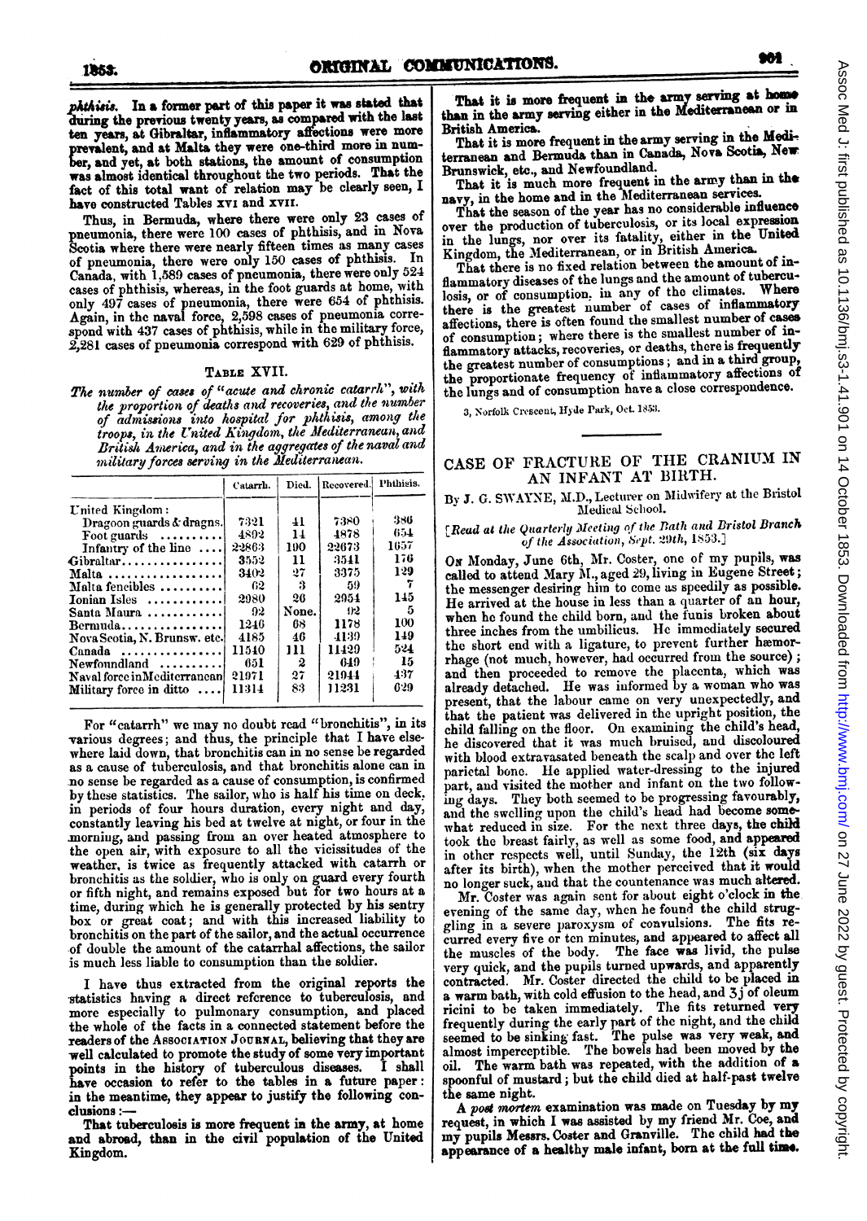*phthisis.* In a former part of this paper it was stated that during the previous twenty years, as compared with the last ten years, at Gibraltar, inflammatory affections were more prevalent, and at Malta they were one-third more in number, and yet, at both stations, the amount of consumption was almost identical throughout the two periods. That the fact of this total want of relation may be clearly seen, I have constructed Tables XVI and XVII.

Thus, in Bermuda, where there were only 23 cases of pneumonia, there were 100 cases of phthisis, and in Nova Scotia where there were nearly fifteen times as many cases of pneumonia, there were only 150 cases of phthisis. In Canada, with 1,589 cases of pneumonia, there were only 524 cases of phthisis, whereas, in the foot guards at home, with only 497 cases of pneumonia, there were 654 of phthisis. Again, in the naval force, 2,598 cases of pneumonia correspond with 437 cases of phthisis, while in the military force, 2,281 cases of pneumonia correspond with 629 of phthisis.

TABLE XVII.

*The number of cases of "acute and chronic catarrh", with the proportion of deaths and recoveries, and the number of admissions into hospital for phthisis, among the troops, in the United Kingdom, the Mediterranean, and British America, and in the aggregates of the naval and military forces serving in the Mediterranean.*

| | Catarrh. | Died. | Recovered. | Phthisis. |
|---|---|---|---|---|
| United Kingdom: | | | | |
| Dragoon guards & dragns. | 7321 | 41 | 7380 | 386 |
| Foot guards .......... | 4892 | 14 | 4878 | 654 |
| Infantry of the line .... | 22863 | 190 | 22673 | 1657 |
| Gibraltar.................. | 3552 | 11 | 3541 | 176 |
| Malta .................. | 3402 | 27 | 3375 | 129 |
| Malta fencibles .......... | 62 | 3 | 59 | 7 |
| Ionian Isles ............ | 2980 | 26 | 2954 | 145 |
| Santa Maura ............ | 92 | None. | 92 | 5 |
| Bermuda.................. | 1246 | 68 | 1178 | 100 |
| Nova Scotia, N. Brunsw. etc. | 4185 | 46 | 4139 | 149 |
| Canada .................. | 11540 | 111 | 11429 | 524 |
| Newfoundland .......... | 651 | 2 | 649 | 15 |
| Naval force in Mediterranean | 21971 | 27 | 21944 | 437 |
| Military force in ditto .... | 11314 | 83 | 11231 | 629 |

For "catarrh" we may no doubt read "bronchitis", in its various degrees; and thus, the principle that I have elsewhere laid down, that bronchitis can in no sense be regarded as a cause of tuberculosis, and that bronchitis alone can in no sense be regarded as a cause of consumption, is confirmed by these statistics. The sailor, who is half his time on deck, in periods of four hours duration, every night and day, constantly leaving his bed at twelve at night, or four in the morning, and passing from an over heated atmosphere to the open air, with exposure to all the vicissitudes of the weather, is twice as frequently attacked with catarrh or bronchitis as the soldier, who is only on guard every fourth or fifth night, and remains exposed but for two hours at a time, during which he is generally protected by his sentry box or great coat; and with this increased liability to bronchitis on the part of the sailor, and the actual occurrence of double the amount of the catarrhal affections, the sailor is much less liable to consumption than the soldier.

I have thus extracted from the original reports the statistics having a direct reference to tuberculosis, and more especially to pulmonary consumption, and placed the whole of the facts in a connected statement before the readers of the ASSOCIATION JOURNAL, believing that they are well calculated to promote the study of some very important points in the history of tuberculous diseases. I shall have occasion to refer to the tables in a future paper: in the meantime, they appear to justify the following conclusions:—

That tuberculosis is more frequent in the army, at home and abroad, than in the civil population of the United Kingdom.

That it is more frequent in the army serving at home than in the army serving either in the Mediterranean or in British America.

That it is more frequent in the army serving in the Mediterranean and Bermuda than in Canada, Nova Scotia, New Brunswick, etc., and Newfoundland.

That it is much more frequent in the army than in the navy, in the home and in the Mediterranean services.

That the season of the year has no considerable influence over the production of tuberculosis, or its local expression in the lungs, nor over its fatality, either in the United Kingdom, the Mediterranean, or in British America.

That there is no fixed relation between the amount of inflammatory diseases of the lungs and the amount of tuberculosis, or of consumption, in any of the climates. Where there is the greatest number of cases of inflammatory affections, there is often found the smallest number of cases of consumption; where there is the smallest number of inflammatory attacks, recoveries, or deaths, there is frequently the greatest number of consumptions; and in a third group, the proportionate frequency of inflammatory affections of the lungs and of consumption have a close correspondence.

3, Norfolk Crescent, Hyde Park, Oct. 1853.

## CASE OF FRACTURE OF THE CRANIUM IN AN INFANT AT BIRTH.

By J. G. SWAYNE, M.D., Lecturer on Midwifery at the Bristol Medical School.

[*Read at the Quarterly Meeting of the Bath and Bristol Branch of the Association, Sept. 29th, 1853.*]

ON Monday, June 6th, Mr. Coster, one of my pupils, was called to attend Mary M., aged 29, living in Eugene Street; the messenger desiring him to come as speedily as possible. He arrived at the house in less than a quarter of an hour, when he found the child born, and the funis broken about three inches from the umbilicus. He immediately secured the short end with a ligature, to prevent further hæmorrhage (not much, however, had occurred from the source); and then proceeded to remove the placenta, which was already detached. He was informed by a woman who was present, that the labour came on very unexpectedly, and that the patient was delivered in the upright position, the child falling on the floor. On examining the child's head, he discovered that it was much bruised, and discoloured with blood extravasated beneath the scalp and over the left parietal bone. He applied water-dressing to the injured part, and visited the mother and infant on the two following days. They both seemed to be progressing favourably, and the swelling upon the child's head had become somewhat reduced in size. For the next three days, the child took the breast fairly, as well as some food, and appeared in other respects well, until Sunday, the 12th (six days after its birth), when the mother perceived that it would no longer suck, and that the countenance was much altered.

Mr. Coster was again sent for about eight o'clock in the evening of the same day, when he found the child struggling in a severe paroxysm of convulsions. The fits recurred every five or ten minutes, and appeared to affect all the muscles of the body. The face was livid, the pulse very quick, and the pupils turned upwards, and apparently contracted. Mr. Coster directed the child to be placed in a warm bath, with cold effusion to the head, and ʒj of oleum ricini to be taken immediately. The fits returned very frequently during the early part of the night, and the child seemed to be sinking fast. The pulse was very weak, and almost imperceptible. The bowels had been moved by the oil. The warm bath was repeated, with the addition of a spoonful of mustard; but the child died at half-past twelve the same night.

A *post mortem* examination was made on Tuesday by my request, in which I was assisted by my friend Mr. Coe, and my pupils Messrs. Coster and Granville. The child had the appearance of a healthy male infant, born at the full time.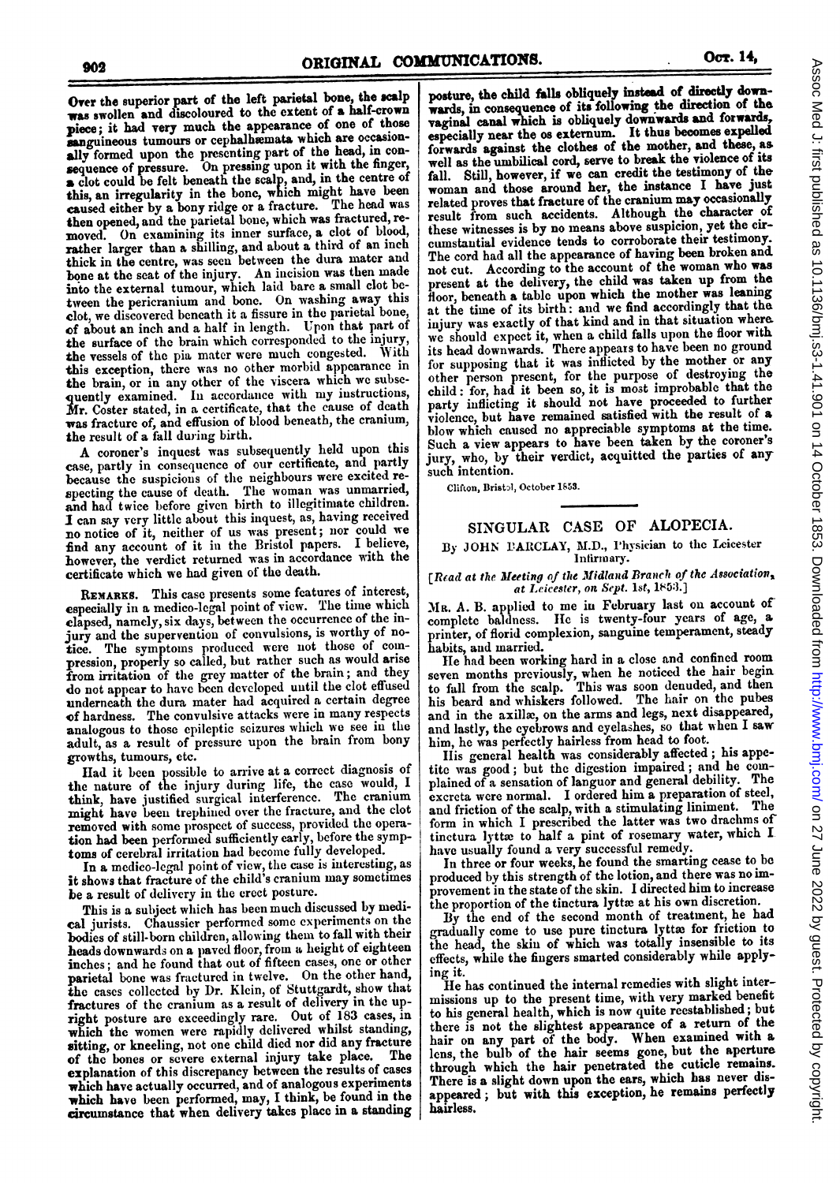Over the superior part of the left parietal bone, the scalp was swollen and discoloured to the extent of a half-crown piece; it had very much the appearance of one of those sanguineous tumours or cephalhæmata which are occasionally formed upon the presenting part of the head, in consequence of pressure. On pressing upon it with the finger, a clot could be felt beneath the scalp, and, in the centre of this, an irregularity in the bone, which might have been caused either by a bony ridge or a fracture. The head was then opened, and the parietal bone, which was fractured, removed. On examining its inner surface, a clot of blood, rather larger than a shilling, and about a third of an inch thick in the centre, was seen between the dura mater and bone at the seat of the injury. An incision was then made into the external tumour, which laid bare a small clot between the pericranium and bone. On washing away this clot, we discovered beneath it a fissure in the parietal bone, of about an inch and a half in length. Upon that part of the surface of the brain which corresponded to the injury, the vessels of the pia mater were much congested. With this exception, there was no other morbid appearance in the brain, or in any other of the viscera which we subsequently examined. In accordance with my instructions, Mr. Coster stated, in a certificate, that the cause of death was fracture of, and effusion of blood beneath, the cranium, the result of a fall during birth.

A coroner's inquest was subsequently held upon this case, partly in consequence of our certificate, and partly because the suspicions of the neighbours were excited respecting the cause of death. The woman was unmarried, and had twice before given birth to illegitimate children. I can say very little about this inquest, as, having received no notice of it, neither of us was present; nor could we find any account of it in the Bristol papers. I believe, however, the verdict returned was in accordance with the certificate which we had given of the death.

REMARKS. This case presents some features of interest, especially in a medico-legal point of view. The time which elapsed, namely, six days, between the occurrence of the injury and the supervention of convulsions, is worthy of notice. The symptoms produced were not those of compression, properly so called, but rather such as would arise from irritation of the grey matter of the brain; and they do not appear to have been developed until the clot effused underneath the dura mater had acquired a certain degree of hardness. The convulsive attacks were in many respects analogous to those epileptic seizures which we see in the adult, as a result of pressure upon the brain from bony growths, tumours, etc.

Had it been possible to arrive at a correct diagnosis of the nature of the injury during life, the case would, I think, have justified surgical interference. The cranium might have been trephined over the fracture, and the clot removed with some prospect of success, provided the operation had been performed sufficiently early, before the symptoms of cerebral irritation had become fully developed.

In a medico-legal point of view, the case is interesting, as it shows that fracture of the child's cranium may sometimes be a result of delivery in the erect posture.

This is a subject which has been much discussed by medical jurists. Chaussier performed some experiments on the bodies of still-born children, allowing them to fall with their heads downwards on a paved floor, from a height of eighteen inches; and he found that out of fifteen cases, one or other parietal bone was fractured in twelve. On the other hand, the cases collected by Dr. Klein, of Stuttgardt, show that fractures of the cranium as a result of delivery in the upright posture are exceedingly rare. Out of 183 cases, in which the women were rapidly delivered whilst standing, sitting, or kneeling, not one child died nor did any fracture of the bones or severe external injury take place. The explanation of this discrepancy between the results of cases which have actually occurred, and of analogous experiments which have been performed, may, I think, be found in the circumstance that when delivery takes place in a standing posture, the child falls obliquely instead of directly downwards, in consequence of its following the direction of the vaginal canal which is obliquely downwards and forwards, especially near the os externum. It thus becomes expelled forwards against the clothes of the mother, and these, as well as the umbilical cord, serve to break the violence of its fall. Still, however, if we can credit the testimony of the woman and those around her, the instance I have just related proves that fracture of the cranium may occasionally result from such accidents. Although the character of these witnesses is by no means above suspicion, yet the circumstantial evidence tends to corroborate their testimony. The cord had all the appearance of having been broken and not cut. According to the account of the woman who was present at the delivery, the child was taken up from the floor, beneath a table upon which the mother was leaning at the time of its birth: and we find accordingly that the injury was exactly of that kind and in that situation where we should expect it, when a child falls upon the floor with its head downwards. There appears to have been no ground for supposing that it was inflicted by the mother or any other person present, for the purpose of destroying the child: for, had it been so, it is most improbable that the party inflicting it should not have proceeded to further violence, but have remained satisfied with the result of a blow which caused no appreciable symptoms at the time. Such a view appears to have been taken by the coroner's jury, who, by their verdict, acquitted the parties of any such intention.

Clifton, Bristol, October 1853.

## SINGULAR CASE OF ALOPECIA.

By JOHN BARCLAY, M.D., Physician to the Leicester Infirmary.

*[Read at the Meeting of the Midland Branch of the Association, at Leicester, on Sept. 1st, 1853.]*

MR. A. B. applied to me in February last on account of complete baldness. He is twenty-four years of age, a printer, of florid complexion, sanguine temperament, steady habits, and married.

He had been working hard in a close and confined room seven months previously, when he noticed the hair begin to fall from the scalp. This was soon denuded, and then his beard and whiskers followed. The hair on the pubes and in the axillæ, on the arms and legs, next disappeared, and lastly, the eyebrows and eyelashes, so that when I saw him, he was perfectly hairless from head to foot.

His general health was considerably affected; his appetite was good; but the digestion impaired; and he complained of a sensation of languor and general debility. The excreta were normal. I ordered him a preparation of steel, and friction of the scalp, with a stimulating liniment. The form in which I prescribed the latter was two drachms of tinctura lyttæ to half a pint of rosemary water, which I have usually found a very successful remedy.

In three or four weeks, he found the smarting cease to be produced by this strength of the lotion, and there was no improvement in the state of the skin. I directed him to increase the proportion of the tinctura lyttæ at his own discretion.

By the end of the second month of treatment, he had gradually come to use pure tinctura lyttæ for friction to the head, the skin of which was totally insensible to its effects, while the fingers smarted considerably while applying it.

He has continued the internal remedies with slight intermissions up to the present time, with very marked benefit to his general health, which is now quite reestablished; but there is not the slightest appearance of a return of the hair on any part of the body. When examined with a lens, the bulb of the hair seems gone, but the aperture through which the hair penetrated the cuticle remains. There is a slight down upon the ears, which has never disappeared; but with this exception, he remains perfectly hairless.